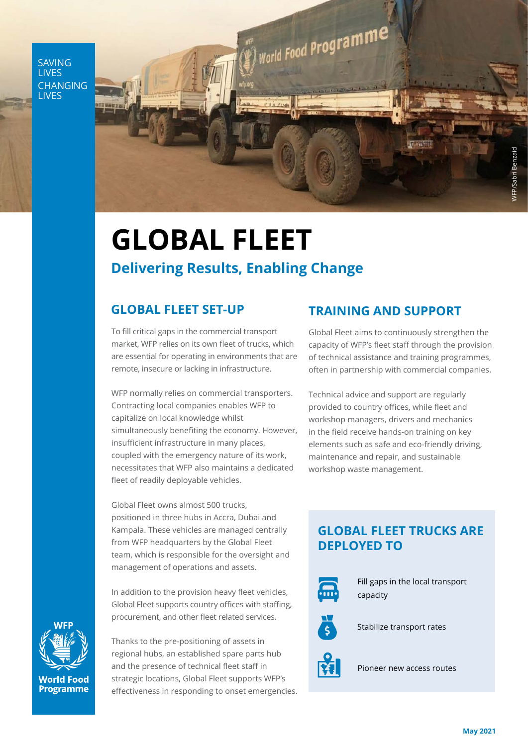SAVING LIVES CHANGING LIVES

WFP/Sabri Benzaid

# GLOBAL FLEET

## Delivering Results, Enabling Change

### GLOBAL FLEET SET-UP

To fill critical gaps in the commercial transport market, WFP relies on its own fleet of trucks, which are essential for operating in environments that are remote, insecure or lacking in infrastructure.

WFP normally relies on commercial transporters. Contracting local companies enables WFP to capitalize on local knowledge whilst simultaneously benefiting the economy. However, insufficient infrastructure in many places, coupled with the emergency nature of its work, necessitates that WFP also maintains a dedicated fleet of readily deployable vehicles.

Global Fleet owns almost 500 trucks, positioned in three hubs in Accra, Dubai and Kampala. These vehicles are managed centrally from WFP headquarters by the Global Fleet team, which is responsible for the oversight and management of operations and assets.

In addition to the provision heavy fleet vehicles, Global Fleet supports country offices with staffing, procurement, and other fleet related services.

Thanks to the pre-positioning of assets in regional hubs, an established spare parts hub and the presence of technical fleet staff in strategic locations, Global Fleet supports WFP's effectiveness in responding to onset emergencies.

### TRAINING AND SUPPORT

Global Fleet aims to continuously strengthen the capacity of WFP's fleet staff through the provision of technical assistance and training programmes, often in partnership with commercial companies.

Technical advice and support are regularly provided to country offices, while fleet and workshop managers, drivers and mechanics in the field receive hands-on training on key elements such as safe and eco-friendly driving, maintenance and repair, and sustainable workshop waste management.

### GLOBAL FLEET TRUCKS ARE DEPLOYED TO

- Fill gaps in the local transport capacity
- Stabilize transport rates
- Pioneer new access routes

WFP World Food Programme

May 2021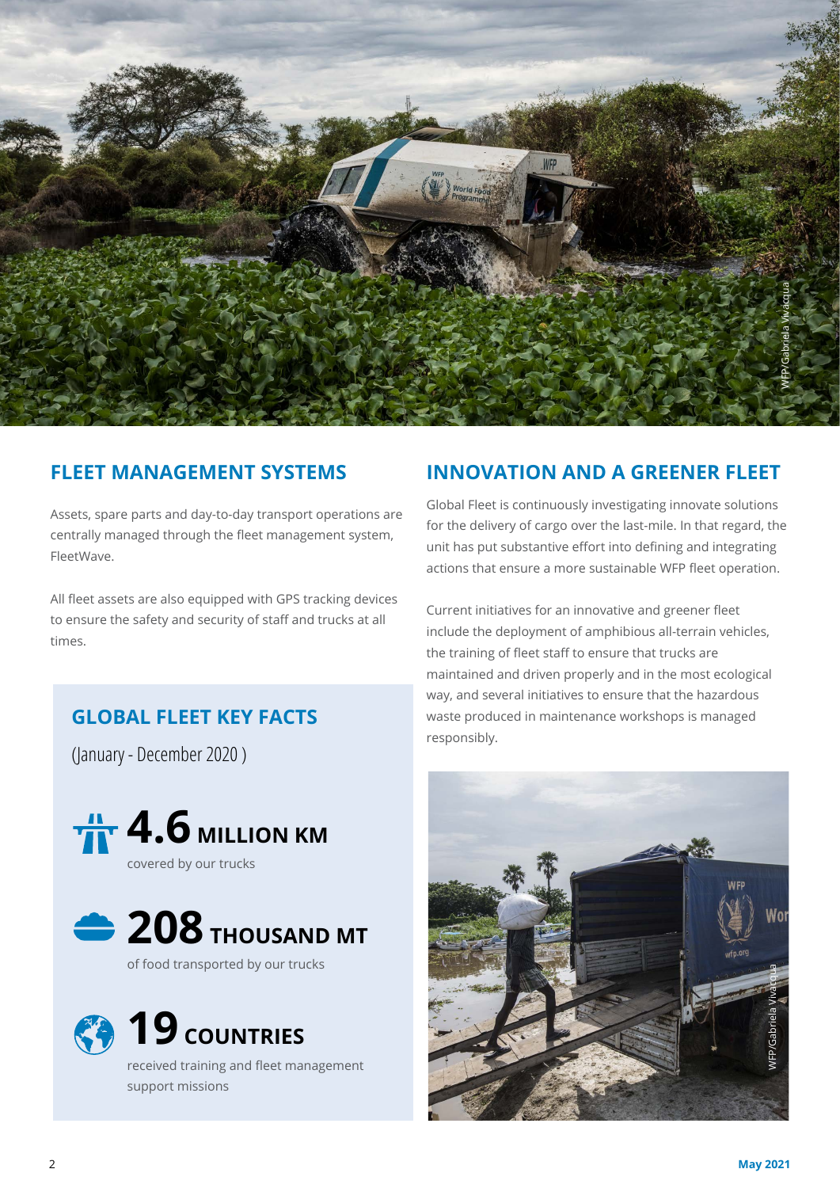## FLEET MANAGEMENT SYSTEMS

Assets, spare parts and day-to-day transport operations are centrally managed through the fleet management system, FleetWave.

All fleet assets are also equipped with GPS tracking devices to ensure the safety and security of staff and trucks at all times.

### GLOBAL FLEET KEY FACTS

(January - December 2020 )

**4.6 MILLION KM**

covered by our trucks

**208 THOUSAND MT**

of food transported by our trucks

**19 COUNTRIES**

received training and fleet management support missions

## INNOVATION AND A GREENER FLEET

Global Fleet is continuously investigating innovate solutions for the delivery of cargo over the last-mile. In that regard, the unit has put substantive effort into defining and integrating actions that ensure a more sustainable WFP fleet operation.

Current initiatives for an innovative and greener fleet include the deployment of amphibious all-terrain vehicles, the training of fleet staff to ensure that trucks are maintained and driven properly and in the most ecological way, and several initiatives to ensure that the hazardous waste produced in maintenance workshops is managed responsibly.

May 2021